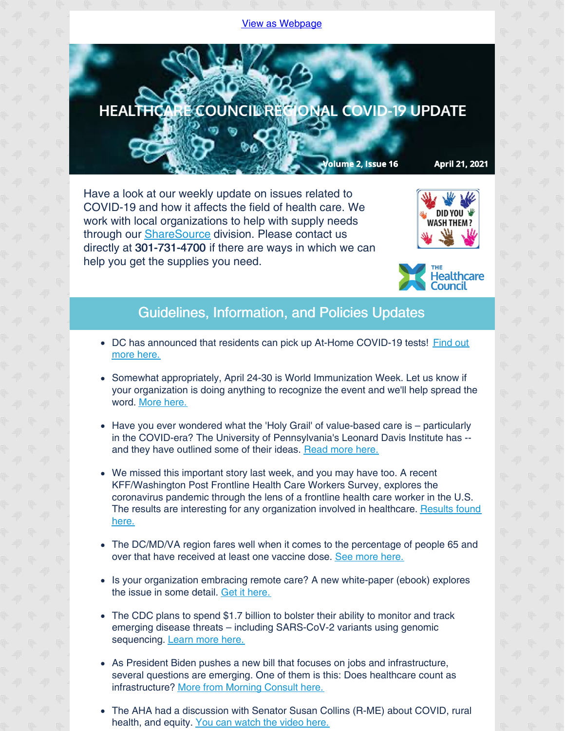View as Webpage

# HEALTHCARE COUNCIL REGIONAL COVID-19 UPDATE

Volume 2, Issue 16 April 21, 2021

Have a look at our weekly update on issues related to COVID-19 and how it affects the field of health care. We work with local organizations to help with supply needs through our ShareSource division. Please contact us directly at **301-731-4700** if there are ways in which we can help you get the supplies you need.

## Guidelines, Information, and Policies Updates

- DC has announced that residents can pick up At-Home COVID-19 tests! Find out more here.
- Somewhat appropriately, April 24-30 is World Immunization Week. Let us know if your organization is doing anything to recognize the event and we'll help spread the word. More here.
- Have you ever wondered what the 'Holy Grail' of value-based care is – particularly in the COVID-era? The University of Pennsylvania's Leonard Davis Institute has -- and they have outlined some of their ideas. Read more here.
- We missed this important story last week, and you may have too. A recent KFF/Washington Post Frontline Health Care Workers Survey, explores the coronavirus pandemic through the lens of a frontline health care worker in the U.S. The results are interesting for any organization involved in healthcare. Results found here.
- The DC/MD/VA region fares well when it comes to the percentage of people 65 and over that have received at least one vaccine dose. See more here.
- Is your organization embracing remote care? A new white-paper (ebook) explores the issue in some detail. Get it here.
- The CDC plans to spend $1.7 billion to bolster their ability to monitor and track emerging disease threats – including SARS-CoV-2 variants using genomic sequencing. Learn more here.
- As President Biden pushes a new bill that focuses on jobs and infrastructure, several questions are emerging. One of them is this: Does healthcare count as infrastructure? More from Morning Consult here.
- The AHA had a discussion with Senator Susan Collins (R-ME) about COVID, rural health, and equity. You can watch the video here.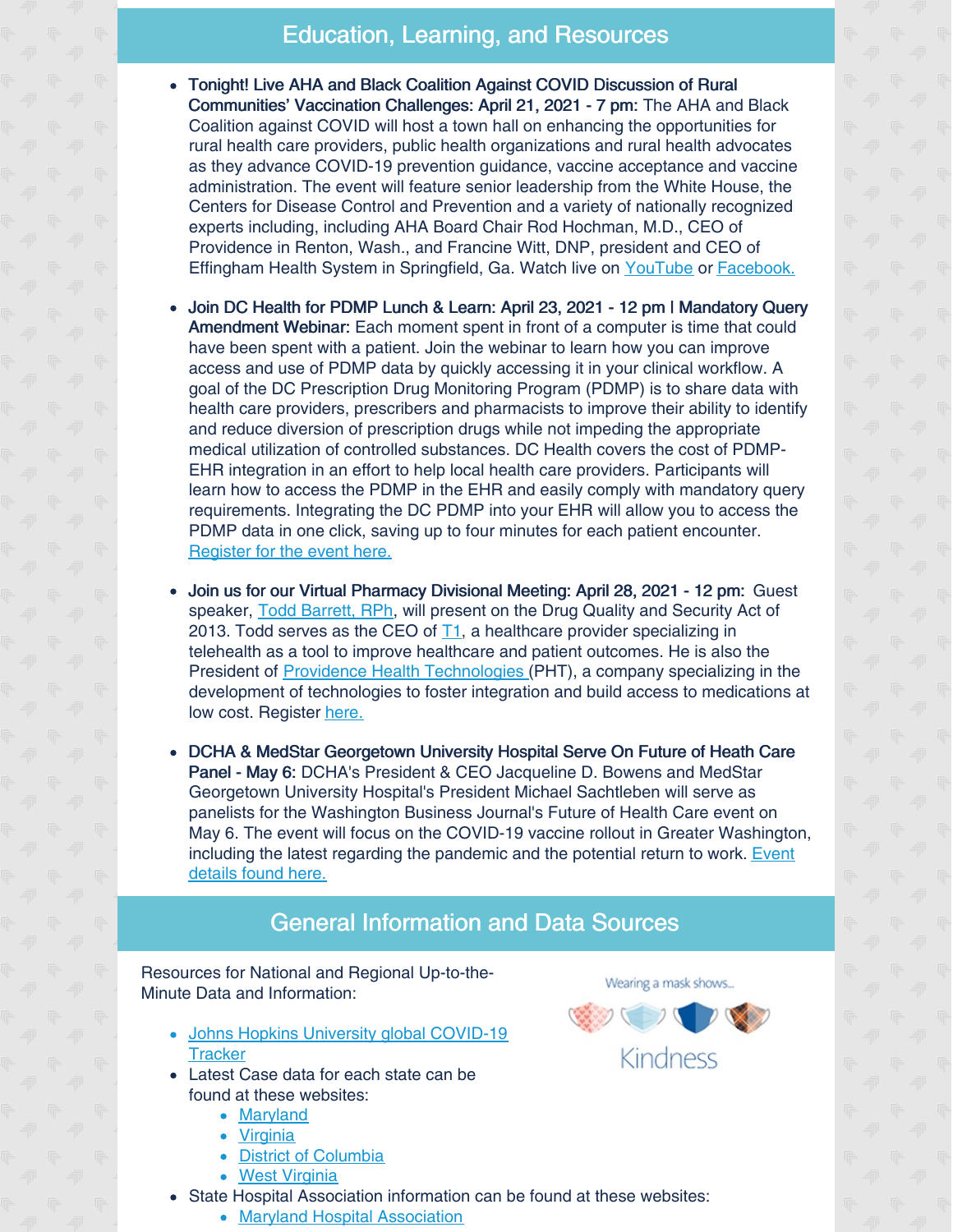## Education, Learning, and Resources

- **Tonight! Live AHA and Black Coalition Against COVID Discussion of Rural Communities' Vaccination Challenges: April 21, 2021 - 7 pm:** The AHA and Black Coalition against COVID will host a town hall on enhancing the opportunities for rural health care providers, public health organizations and rural health advocates as they advance COVID-19 prevention guidance, vaccine acceptance and vaccine administration. The event will feature senior leadership from the White House, the Centers for Disease Control and Prevention and a variety of nationally recognized experts including, including AHA Board Chair Rod Hochman, M.D., CEO of Providence in Renton, Wash., and Francine Witt, DNP, president and CEO of Effingham Health System in Springfield, Ga. Watch live on YouTube or Facebook.

- **Join DC Health for PDMP Lunch & Learn: April 23, 2021 - 12 pm | Mandatory Query Amendment Webinar:** Each moment spent in front of a computer is time that could have been spent with a patient. Join the webinar to learn how you can improve access and use of PDMP data by quickly accessing it in your clinical workflow. A goal of the DC Prescription Drug Monitoring Program (PDMP) is to share data with health care providers, prescribers and pharmacists to improve their ability to identify and reduce diversion of prescription drugs while not impeding the appropriate medical utilization of controlled substances. DC Health covers the cost of PDMP-EHR integration in an effort to help local health care providers. Participants will learn how to access the PDMP in the EHR and easily comply with mandatory query requirements. Integrating the DC PDMP into your EHR will allow you to access the PDMP data in one click, saving up to four minutes for each patient encounter. Register for the event here.

- **Join us for our Virtual Pharmacy Divisional Meeting: April 28, 2021 - 12 pm:** Guest speaker, Todd Barrett, RPh, will present on the Drug Quality and Security Act of 2013. Todd serves as the CEO of T1, a healthcare provider specializing in telehealth as a tool to improve healthcare and patient outcomes. He is also the President of Providence Health Technologies (PHT), a company specializing in the development of technologies to foster integration and build access to medications at low cost. Register here.

- **DCHA & MedStar Georgetown University Hospital Serve On Future of Heath Care Panel - May 6:** DCHA's President & CEO Jacqueline D. Bowens and MedStar Georgetown University Hospital's President Michael Sachtleben will serve as panelists for the Washington Business Journal's Future of Health Care event on May 6. The event will focus on the COVID-19 vaccine rollout in Greater Washington, including the latest regarding the pandemic and the potential return to work. Event details found here.

## General Information and Data Sources

Resources for National and Regional Up-to-the-Minute Data and Information:

Wearing a mask shows... Kindness

- Johns Hopkins University global COVID-19 Tracker
- Latest Case data for each state can be found at these websites:
  - Maryland
  - Virginia
  - District of Columbia
  - West Virginia
- State Hospital Association information can be found at these websites:
  - Maryland Hospital Association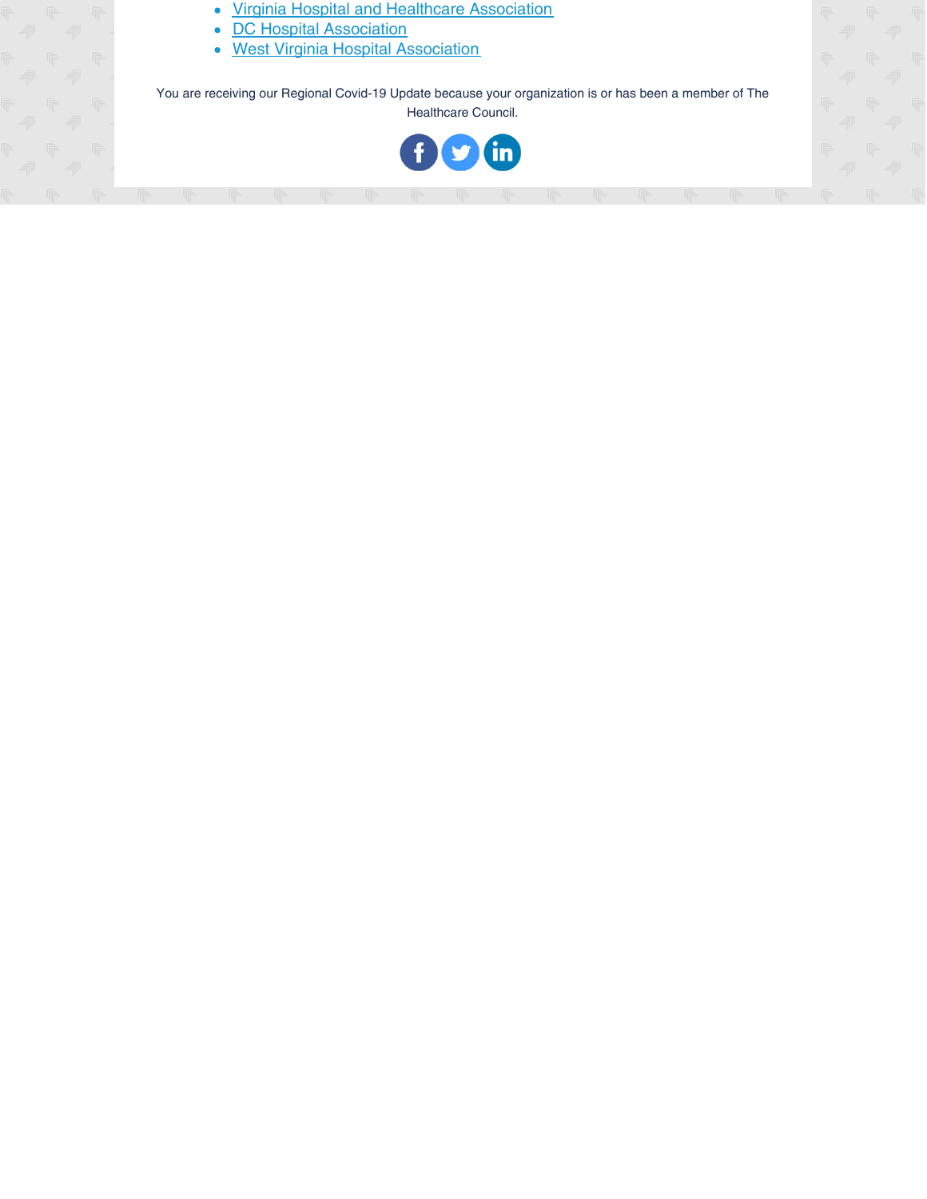- Virginia Hospital and Healthcare Association
- DC Hospital Association
- West Virginia Hospital Association

You are receiving our Regional Covid-19 Update because your organization is or has been a member of The Healthcare Council.